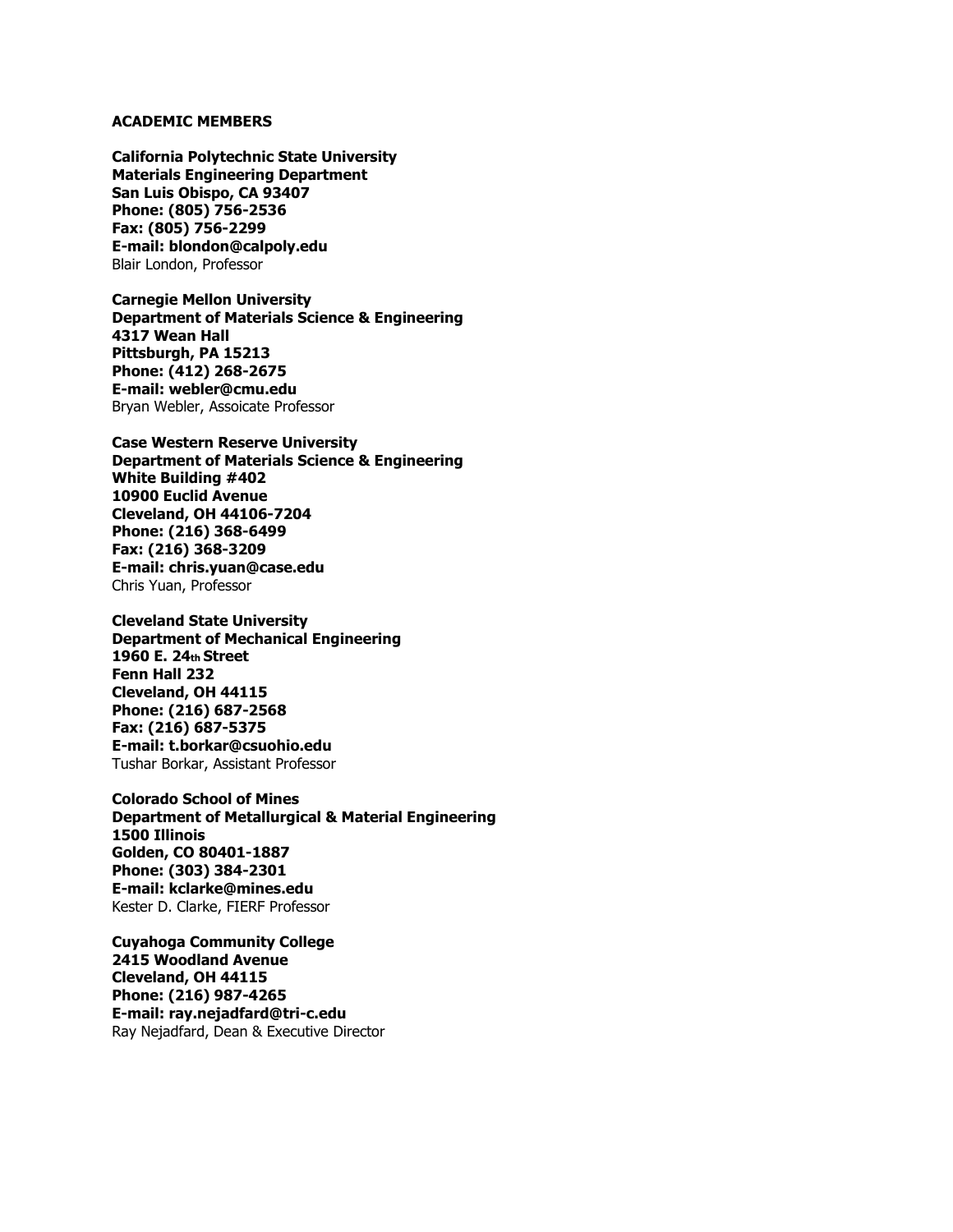**ACADEMIC MEMBERS**

**California Polytechnic State University**
**Materials Engineering Department**
**San Luis Obispo, CA 93407**
**Phone: (805) 756-2536**
**Fax: (805) 756-2299**
**E-mail: blondon@calpoly.edu**
Blair London, Professor

**Carnegie Mellon University**
**Department of Materials Science & Engineering**
**4317 Wean Hall**
**Pittsburgh, PA 15213**
**Phone: (412) 268-2675**
**E-mail: webler@cmu.edu**
Bryan Webler, Assoicate Professor

**Case Western Reserve University**
**Department of Materials Science & Engineering**
**White Building #402**
**10900 Euclid Avenue**
**Cleveland, OH 44106-7204**
**Phone: (216) 368-6499**
**Fax: (216) 368-3209**
**E-mail: chris.yuan@case.edu**
Chris Yuan, Professor

**Cleveland State University**
**Department of Mechanical Engineering**
**1960 E. 24th Street**
**Fenn Hall 232**
**Cleveland, OH 44115**
**Phone: (216) 687-2568**
**Fax: (216) 687-5375**
**E-mail: t.borkar@csuohio.edu**
Tushar Borkar, Assistant Professor

**Colorado School of Mines**
**Department of Metallurgical & Material Engineering**
**1500 Illinois**
**Golden, CO 80401-1887**
**Phone: (303) 384-2301**
**E-mail: kclarke@mines.edu**
Kester D. Clarke, FIERF Professor

**Cuyahoga Community College**
**2415 Woodland Avenue**
**Cleveland, OH 44115**
**Phone: (216) 987-4265**
**E-mail: ray.nejadfard@tri-c.edu**
Ray Nejadfard, Dean & Executive Director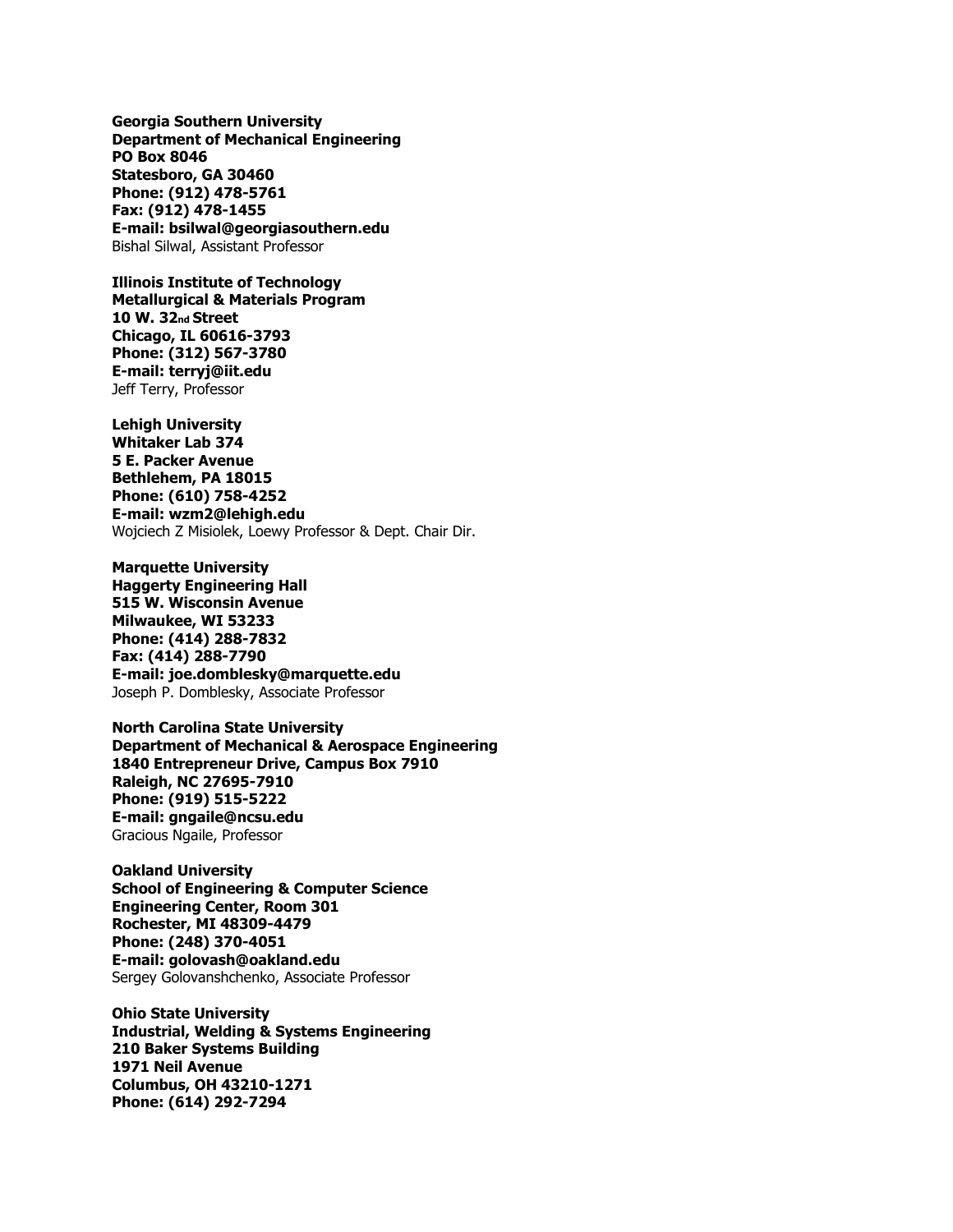**Georgia Southern University**
**Department of Mechanical Engineering**
**PO Box 8046**
**Statesboro, GA 30460**
**Phone: (912) 478-5761**
**Fax: (912) 478-1455**
**E-mail: bsilwal@georgiasouthern.edu**
Bishal Silwal, Assistant Professor

**Illinois Institute of Technology**
**Metallurgical & Materials Program**
**10 W. 32nd Street**
**Chicago, IL 60616-3793**
**Phone: (312) 567-3780**
**E-mail: terryj@iit.edu**
Jeff Terry, Professor

**Lehigh University**
**Whitaker Lab 374**
**5 E. Packer Avenue**
**Bethlehem, PA 18015**
**Phone: (610) 758-4252**
**E-mail: wzm2@lehigh.edu**
Wojciech Z Misiolek, Loewy Professor & Dept. Chair Dir.

**Marquette University**
**Haggerty Engineering Hall**
**515 W. Wisconsin Avenue**
**Milwaukee, WI 53233**
**Phone: (414) 288-7832**
**Fax: (414) 288-7790**
**E-mail: joe.domblesky@marquette.edu**
Joseph P. Domblesky, Associate Professor

**North Carolina State University**
**Department of Mechanical & Aerospace Engineering**
**1840 Entrepreneur Drive, Campus Box 7910**
**Raleigh, NC 27695-7910**
**Phone: (919) 515-5222**
**E-mail: gngaile@ncsu.edu**
Gracious Ngaile, Professor

**Oakland University**
**School of Engineering & Computer Science**
**Engineering Center, Room 301**
**Rochester, MI 48309-4479**
**Phone: (248) 370-4051**
**E-mail: golovash@oakland.edu**
Sergey Golovanshchenko, Associate Professor

**Ohio State University**
**Industrial, Welding & Systems Engineering**
**210 Baker Systems Building**
**1971 Neil Avenue**
**Columbus, OH 43210-1271**
**Phone: (614) 292-7294**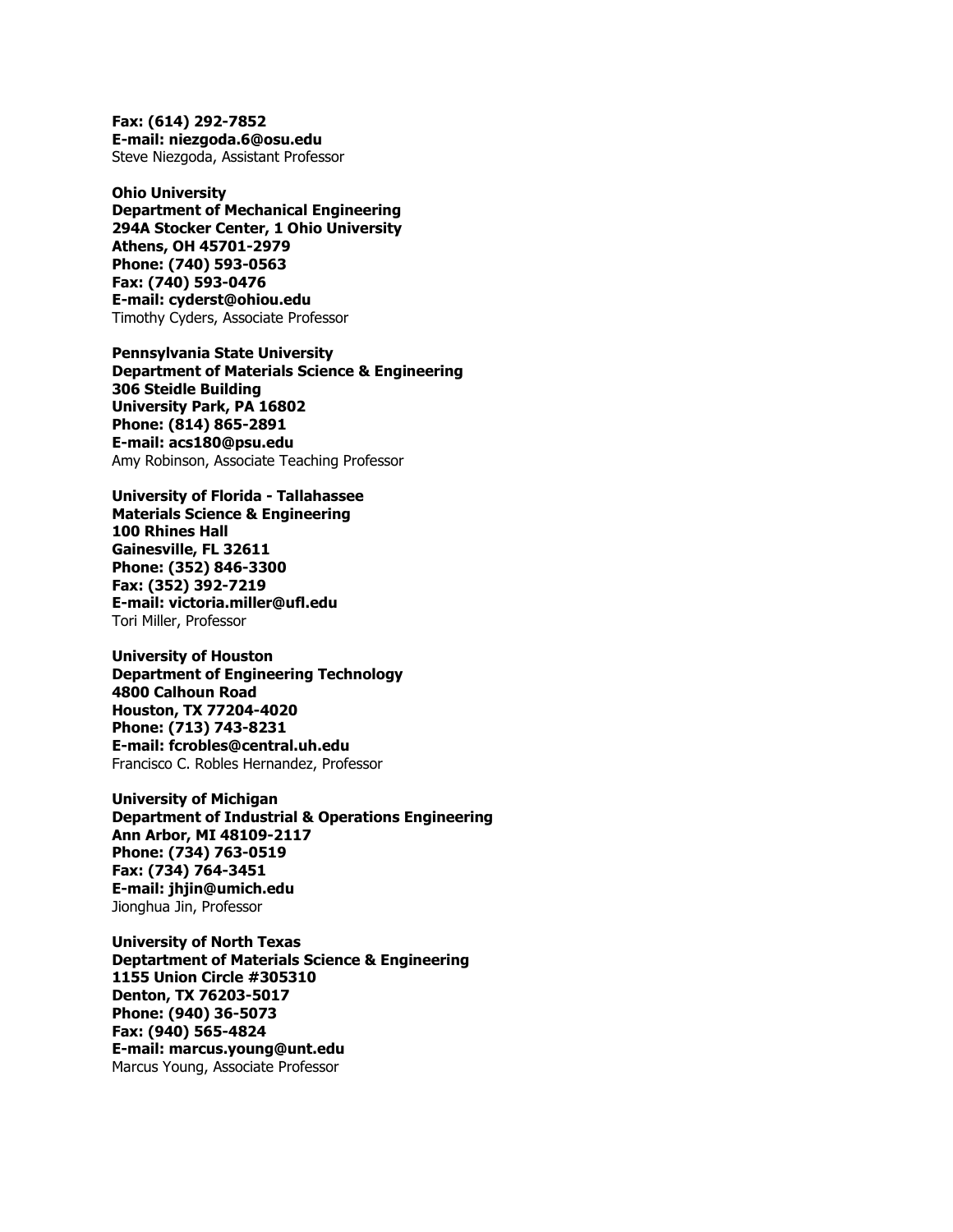**Fax: (614) 292-7852**
**E-mail: niezgoda.6@osu.edu**
Steve Niezgoda, Assistant Professor

**Ohio University**
**Department of Mechanical Engineering**
**294A Stocker Center, 1 Ohio University**
**Athens, OH 45701-2979**
**Phone: (740) 593-0563**
**Fax: (740) 593-0476**
**E-mail: cyderst@ohiou.edu**
Timothy Cyders, Associate Professor

**Pennsylvania State University**
**Department of Materials Science & Engineering**
**306 Steidle Building**
**University Park, PA 16802**
**Phone: (814) 865-2891**
**E-mail: acs180@psu.edu**
Amy Robinson, Associate Teaching Professor

**University of Florida - Tallahassee**
**Materials Science & Engineering**
**100 Rhines Hall**
**Gainesville, FL 32611**
**Phone: (352) 846-3300**
**Fax: (352) 392-7219**
**E-mail: victoria.miller@ufl.edu**
Tori Miller, Professor

**University of Houston**
**Department of Engineering Technology**
**4800 Calhoun Road**
**Houston, TX 77204-4020**
**Phone: (713) 743-8231**
**E-mail: fcrobles@central.uh.edu**
Francisco C. Robles Hernandez, Professor

**University of Michigan**
**Department of Industrial & Operations Engineering**
**Ann Arbor, MI 48109-2117**
**Phone: (734) 763-0519**
**Fax: (734) 764-3451**
**E-mail: jhjin@umich.edu**
Jionghua Jin, Professor

**University of North Texas**
**Deptartment of Materials Science & Engineering**
**1155 Union Circle #305310**
**Denton, TX 76203-5017**
**Phone: (940) 36-5073**
**Fax: (940) 565-4824**
**E-mail: marcus.young@unt.edu**
Marcus Young, Associate Professor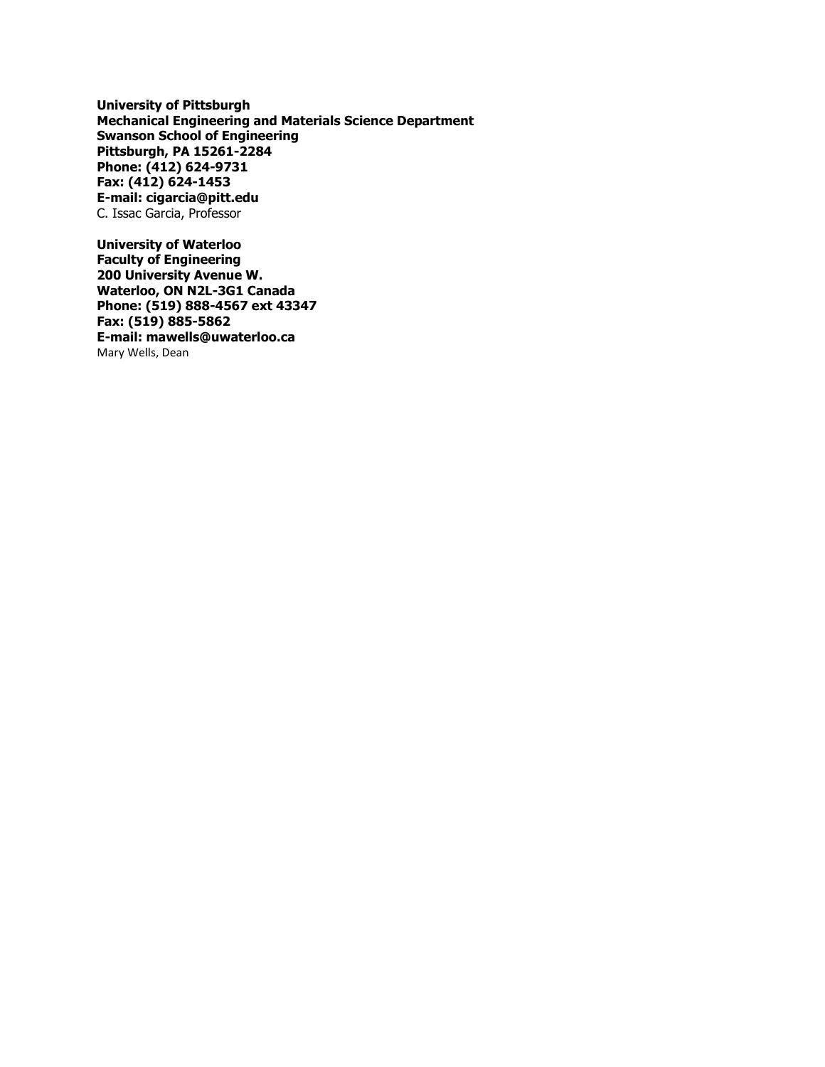**University of Pittsburgh**
**Mechanical Engineering and Materials Science Department**
**Swanson School of Engineering**
**Pittsburgh, PA 15261-2284**
**Phone: (412) 624-9731**
**Fax: (412) 624-1453**
**E-mail: cigarcia@pitt.edu**
C. Issac Garcia, Professor

**University of Waterloo**
**Faculty of Engineering**
**200 University Avenue W.**
**Waterloo, ON N2L-3G1 Canada**
**Phone: (519) 888-4567 ext 43347**
**Fax: (519) 885-5862**
**E-mail: mawells@uwaterloo.ca**
Mary Wells, Dean